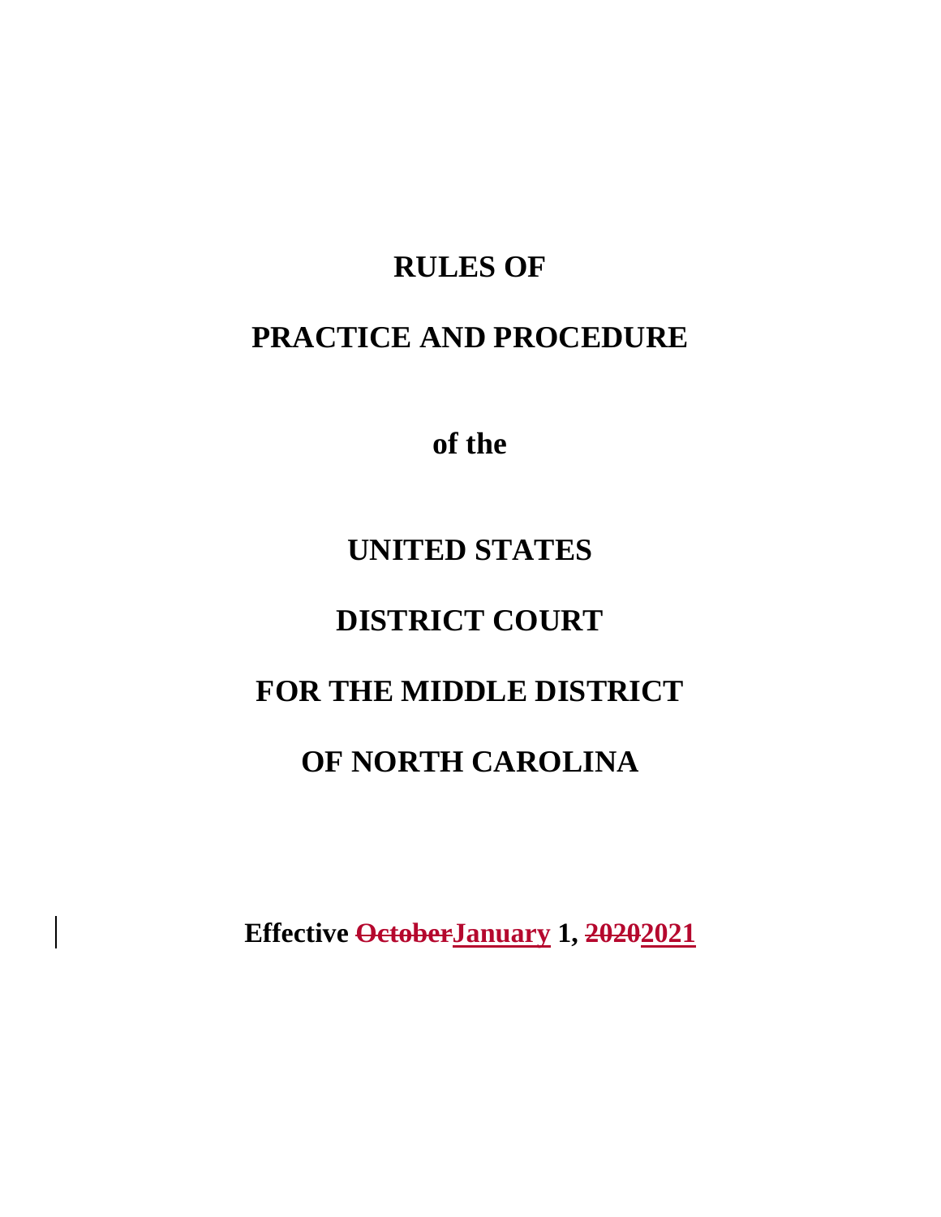# RULES OF

# PRACTICE AND PROCEDURE

# of the

# UNITED STATES

# DISTRICT COURT

# FOR THE MIDDLE DISTRICT

# OF NORTH CAROLINA

**Effective ~~October~~January 1, ~~2020~~2021**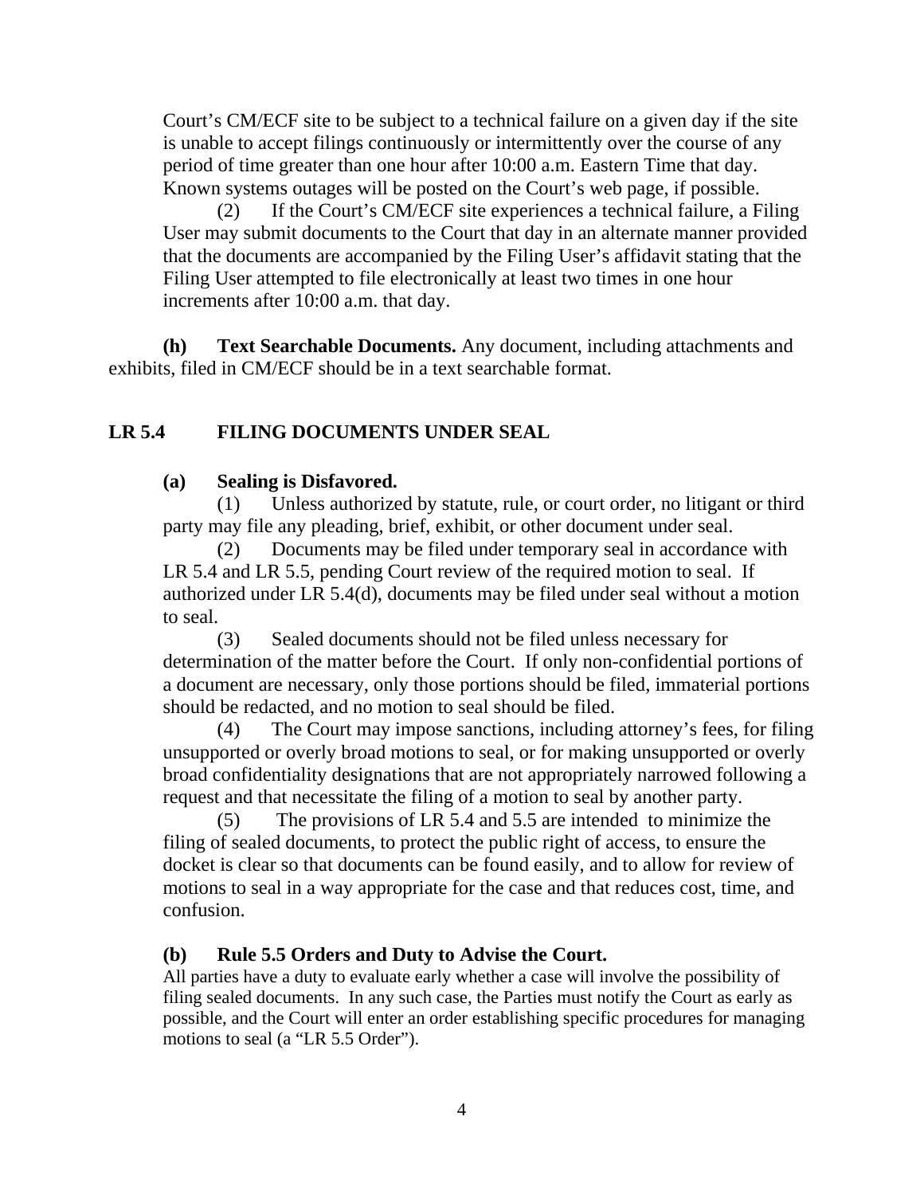Court's CM/ECF site to be subject to a technical failure on a given day if the site is unable to accept filings continuously or intermittently over the course of any period of time greater than one hour after 10:00 a.m. Eastern Time that day. Known systems outages will be posted on the Court's web page, if possible.

(2) If the Court's CM/ECF site experiences a technical failure, a Filing User may submit documents to the Court that day in an alternate manner provided that the documents are accompanied by the Filing User's affidavit stating that the Filing User attempted to file electronically at least two times in one hour increments after 10:00 a.m. that day.

**(h) Text Searchable Documents.** Any document, including attachments and exhibits, filed in CM/ECF should be in a text searchable format.

## LR 5.4 FILING DOCUMENTS UNDER SEAL

**(a) Sealing is Disfavored.**

(1) Unless authorized by statute, rule, or court order, no litigant or third party may file any pleading, brief, exhibit, or other document under seal.

(2) Documents may be filed under temporary seal in accordance with LR 5.4 and LR 5.5, pending Court review of the required motion to seal. If authorized under LR 5.4(d), documents may be filed under seal without a motion to seal.

(3) Sealed documents should not be filed unless necessary for determination of the matter before the Court. If only non-confidential portions of a document are necessary, only those portions should be filed, immaterial portions should be redacted, and no motion to seal should be filed.

(4) The Court may impose sanctions, including attorney's fees, for filing unsupported or overly broad motions to seal, or for making unsupported or overly broad confidentiality designations that are not appropriately narrowed following a request and that necessitate the filing of a motion to seal by another party.

(5) The provisions of LR 5.4 and 5.5 are intended to minimize the filing of sealed documents, to protect the public right of access, to ensure the docket is clear so that documents can be found easily, and to allow for review of motions to seal in a way appropriate for the case and that reduces cost, time, and confusion.

**(b) Rule 5.5 Orders and Duty to Advise the Court.**

All parties have a duty to evaluate early whether a case will involve the possibility of filing sealed documents. In any such case, the Parties must notify the Court as early as possible, and the Court will enter an order establishing specific procedures for managing motions to seal (a "LR 5.5 Order").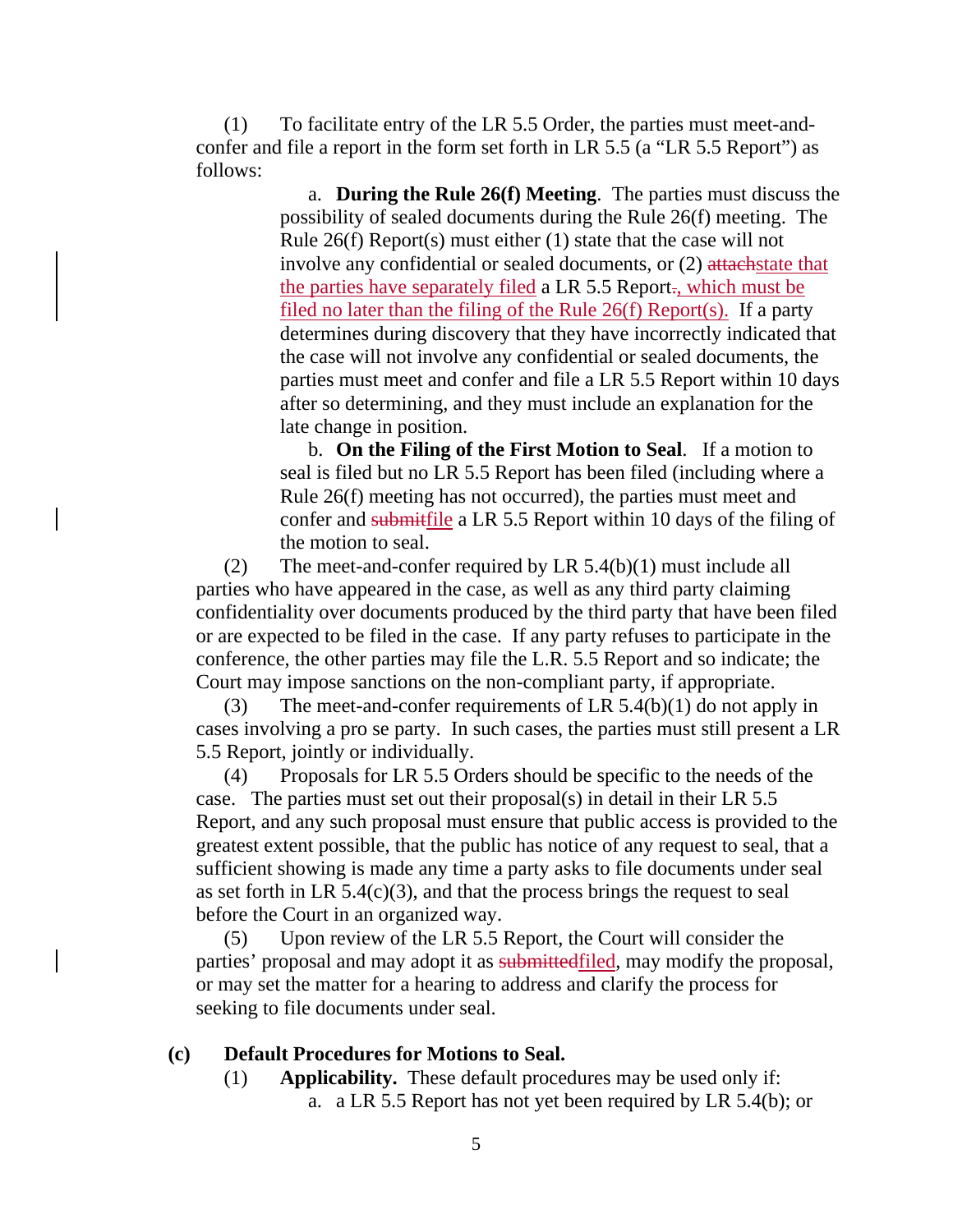(1) To facilitate entry of the LR 5.5 Order, the parties must meet-and-confer and file a report in the form set forth in LR 5.5 (a "LR 5.5 Report") as follows:

a. **During the Rule 26(f) Meeting**. The parties must discuss the possibility of sealed documents during the Rule 26(f) meeting. The Rule 26(f) Report(s) must either (1) state that the case will not involve any confidential or sealed documents, or (2) ~~attach~~state that the parties have separately filed a LR 5.5 Report~~.~~, which must be filed no later than the filing of the Rule 26(f) Report(s). If a party determines during discovery that they have incorrectly indicated that the case will not involve any confidential or sealed documents, the parties must meet and confer and file a LR 5.5 Report within 10 days after so determining, and they must include an explanation for the late change in position.

b. **On the Filing of the First Motion to Seal**. If a motion to seal is filed but no LR 5.5 Report has been filed (including where a Rule 26(f) meeting has not occurred), the parties must meet and confer and ~~submit~~file a LR 5.5 Report within 10 days of the filing of the motion to seal.

(2) The meet-and-confer required by LR 5.4(b)(1) must include all parties who have appeared in the case, as well as any third party claiming confidentiality over documents produced by the third party that have been filed or are expected to be filed in the case. If any party refuses to participate in the conference, the other parties may file the L.R. 5.5 Report and so indicate; the Court may impose sanctions on the non-compliant party, if appropriate.

(3) The meet-and-confer requirements of LR 5.4(b)(1) do not apply in cases involving a pro se party. In such cases, the parties must still present a LR 5.5 Report, jointly or individually.

(4) Proposals for LR 5.5 Orders should be specific to the needs of the case. The parties must set out their proposal(s) in detail in their LR 5.5 Report, and any such proposal must ensure that public access is provided to the greatest extent possible, that the public has notice of any request to seal, that a sufficient showing is made any time a party asks to file documents under seal as set forth in LR 5.4(c)(3), and that the process brings the request to seal before the Court in an organized way.

(5) Upon review of the LR 5.5 Report, the Court will consider the parties' proposal and may adopt it as ~~submitted~~filed, may modify the proposal, or may set the matter for a hearing to address and clarify the process for seeking to file documents under seal.

**(c) Default Procedures for Motions to Seal.**

(1) **Applicability.** These default procedures may be used only if:

a. a LR 5.5 Report has not yet been required by LR 5.4(b); or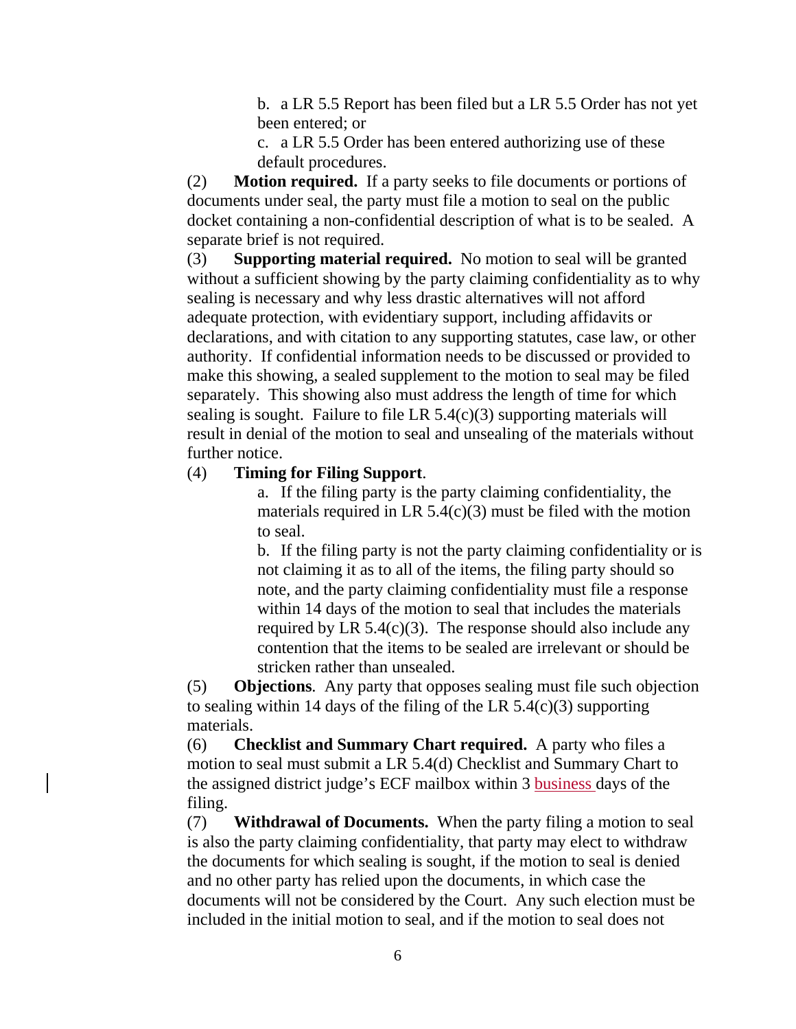b. a LR 5.5 Report has been filed but a LR 5.5 Order has not yet been entered; or

c. a LR 5.5 Order has been entered authorizing use of these default procedures.

(2) **Motion required.** If a party seeks to file documents or portions of documents under seal, the party must file a motion to seal on the public docket containing a non-confidential description of what is to be sealed. A separate brief is not required.

(3) **Supporting material required.** No motion to seal will be granted without a sufficient showing by the party claiming confidentiality as to why sealing is necessary and why less drastic alternatives will not afford adequate protection, with evidentiary support, including affidavits or declarations, and with citation to any supporting statutes, case law, or other authority. If confidential information needs to be discussed or provided to make this showing, a sealed supplement to the motion to seal may be filed separately. This showing also must address the length of time for which sealing is sought. Failure to file LR 5.4(c)(3) supporting materials will result in denial of the motion to seal and unsealing of the materials without further notice.

(4) **Timing for Filing Support**.

a. If the filing party is the party claiming confidentiality, the materials required in LR 5.4(c)(3) must be filed with the motion to seal.

b. If the filing party is not the party claiming confidentiality or is not claiming it as to all of the items, the filing party should so note, and the party claiming confidentiality must file a response within 14 days of the motion to seal that includes the materials required by LR 5.4(c)(3). The response should also include any contention that the items to be sealed are irrelevant or should be stricken rather than unsealed.

(5) **Objections**. Any party that opposes sealing must file such objection to sealing within 14 days of the filing of the LR 5.4(c)(3) supporting materials.

(6) **Checklist and Summary Chart required.** A party who files a motion to seal must submit a LR 5.4(d) Checklist and Summary Chart to the assigned district judge's ECF mailbox within 3 business days of the filing.

(7) **Withdrawal of Documents.** When the party filing a motion to seal is also the party claiming confidentiality, that party may elect to withdraw the documents for which sealing is sought, if the motion to seal is denied and no other party has relied upon the documents, in which case the documents will not be considered by the Court. Any such election must be included in the initial motion to seal, and if the motion to seal does not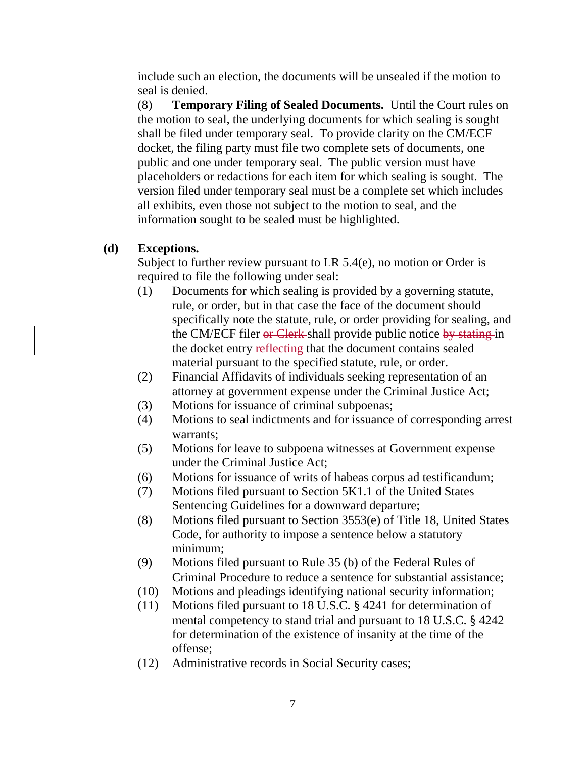include such an election, the documents will be unsealed if the motion to seal is denied.

(8) **Temporary Filing of Sealed Documents.** Until the Court rules on the motion to seal, the underlying documents for which sealing is sought shall be filed under temporary seal. To provide clarity on the CM/ECF docket, the filing party must file two complete sets of documents, one public and one under temporary seal. The public version must have placeholders or redactions for each item for which sealing is sought. The version filed under temporary seal must be a complete set which includes all exhibits, even those not subject to the motion to seal, and the information sought to be sealed must be highlighted.

**(d) Exceptions.**

Subject to further review pursuant to LR 5.4(e), no motion or Order is required to file the following under seal:

(1) Documents for which sealing is provided by a governing statute, rule, or order, but in that case the face of the document should specifically note the statute, rule, or order providing for sealing, and the CM/ECF filer ~~or Clerk~~ shall provide public notice ~~by stating~~ in the docket entry reflecting that the document contains sealed material pursuant to the specified statute, rule, or order.

(2) Financial Affidavits of individuals seeking representation of an attorney at government expense under the Criminal Justice Act;

(3) Motions for issuance of criminal subpoenas;

(4) Motions to seal indictments and for issuance of corresponding arrest warrants;

(5) Motions for leave to subpoena witnesses at Government expense under the Criminal Justice Act;

(6) Motions for issuance of writs of habeas corpus ad testificandum;

(7) Motions filed pursuant to Section 5K1.1 of the United States Sentencing Guidelines for a downward departure;

(8) Motions filed pursuant to Section 3553(e) of Title 18, United States Code, for authority to impose a sentence below a statutory minimum;

(9) Motions filed pursuant to Rule 35 (b) of the Federal Rules of Criminal Procedure to reduce a sentence for substantial assistance;

(10) Motions and pleadings identifying national security information;

(11) Motions filed pursuant to 18 U.S.C. § 4241 for determination of mental competency to stand trial and pursuant to 18 U.S.C. § 4242 for determination of the existence of insanity at the time of the offense;

(12) Administrative records in Social Security cases;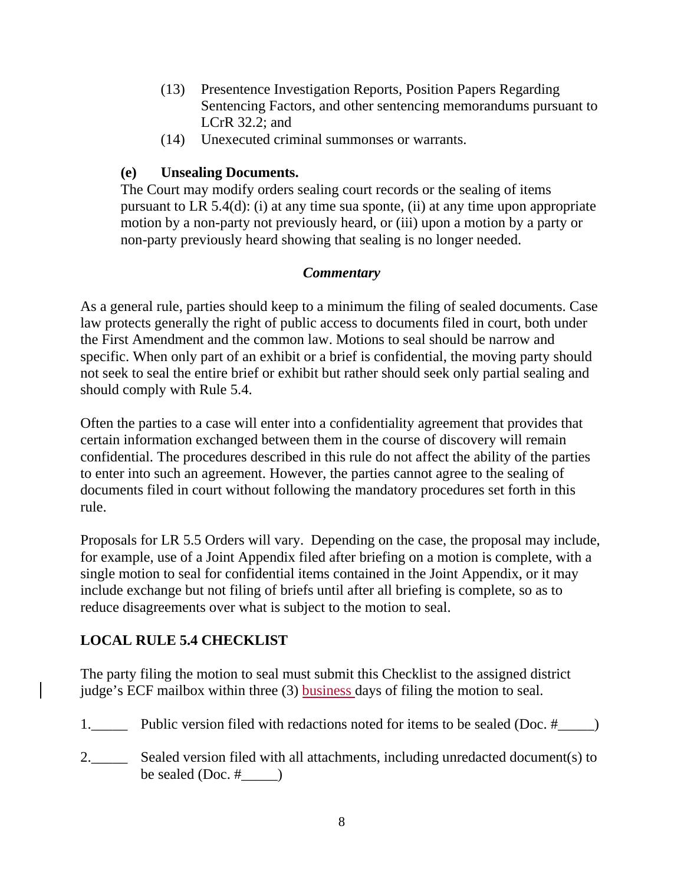(13) Presentence Investigation Reports, Position Papers Regarding Sentencing Factors, and other sentencing memorandums pursuant to LCrR 32.2; and

(14) Unexecuted criminal summonses or warrants.

**(e) Unsealing Documents.**

The Court may modify orders sealing court records or the sealing of items pursuant to LR 5.4(d): (i) at any time sua sponte, (ii) at any time upon appropriate motion by a non-party not previously heard, or (iii) upon a motion by a party or non-party previously heard showing that sealing is no longer needed.

***Commentary***

As a general rule, parties should keep to a minimum the filing of sealed documents. Case law protects generally the right of public access to documents filed in court, both under the First Amendment and the common law. Motions to seal should be narrow and specific. When only part of an exhibit or a brief is confidential, the moving party should not seek to seal the entire brief or exhibit but rather should seek only partial sealing and should comply with Rule 5.4.

Often the parties to a case will enter into a confidentiality agreement that provides that certain information exchanged between them in the course of discovery will remain confidential. The procedures described in this rule do not affect the ability of the parties to enter into such an agreement. However, the parties cannot agree to the sealing of documents filed in court without following the mandatory procedures set forth in this rule.

Proposals for LR 5.5 Orders will vary. Depending on the case, the proposal may include, for example, use of a Joint Appendix filed after briefing on a motion is complete, with a single motion to seal for confidential items contained in the Joint Appendix, or it may include exchange but not filing of briefs until after all briefing is complete, so as to reduce disagreements over what is subject to the motion to seal.

**LOCAL RULE 5.4 CHECKLIST**

The party filing the motion to seal must submit this Checklist to the assigned district judge's ECF mailbox within three (3) business days of filing the motion to seal.

1.\_\_\_\_\_ Public version filed with redactions noted for items to be sealed (Doc. #\_\_\_\_\_)

2.\_\_\_\_\_ Sealed version filed with all attachments, including unredacted document(s) to be sealed (Doc. #\_\_\_\_\_)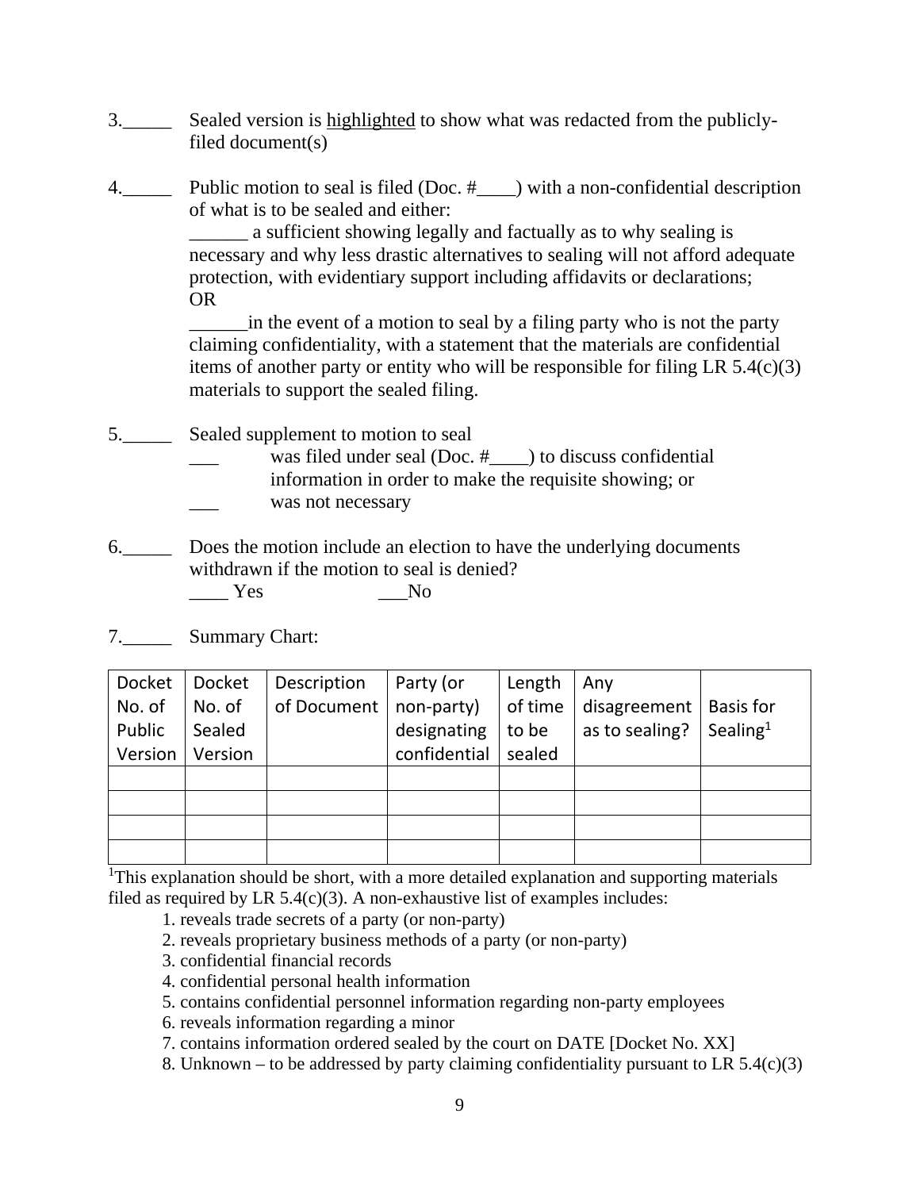3.\_\_\_\_\_ Sealed version is <u>highlighted</u> to show what was redacted from the publicly-filed document(s)

4.\_\_\_\_\_ Public motion to seal is filed (Doc. #\_\_\_\_) with a non-confidential description of what is to be sealed and either:

\_\_\_\_\_\_ a sufficient showing legally and factually as to why sealing is necessary and why less drastic alternatives to sealing will not afford adequate protection, with evidentiary support including affidavits or declarations;
OR

\_\_\_\_\_\_in the event of a motion to seal by a filing party who is not the party claiming confidentiality, with a statement that the materials are confidential items of another party or entity who will be responsible for filing LR 5.4(c)(3) materials to support the sealed filing.

5.\_\_\_\_\_ Sealed supplement to motion to seal

\_\_\_ was filed under seal (Doc. #\_\_\_\_) to discuss confidential information in order to make the requisite showing; or

\_\_\_ was not necessary

6.\_\_\_\_\_ Does the motion include an election to have the underlying documents withdrawn if the motion to seal is denied?

\_\_\_\_ Yes \_\_\_No

7.\_\_\_\_\_ Summary Chart:

| Docket No. of Public Version | Docket No. of Sealed Version | Description of Document | Party (or non-party) designating confidential | Length of time to be sealed | Any disagreement as to sealing? | Basis for Sealing[1] |
|---|---|---|---|---|---|---|
| | | | | | | |
| | | | | | | |
| | | | | | | |
| | | | | | | |

[1]This explanation should be short, with a more detailed explanation and supporting materials filed as required by LR 5.4(c)(3). A non-exhaustive list of examples includes:

1. reveals trade secrets of a party (or non-party)
2. reveals proprietary business methods of a party (or non-party)
3. confidential financial records
4. confidential personal health information
5. contains confidential personnel information regarding non-party employees
6. reveals information regarding a minor
7. contains information ordered sealed by the court on DATE [Docket No. XX]
8. Unknown – to be addressed by party claiming confidentiality pursuant to LR 5.4(c)(3)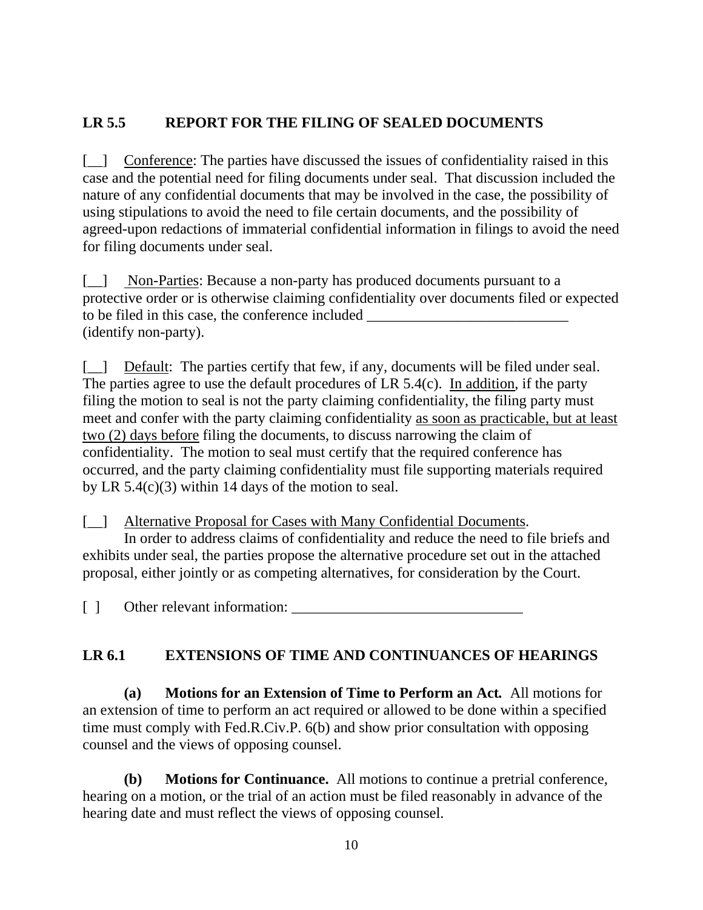## LR 5.5 REPORT FOR THE FILING OF SEALED DOCUMENTS

[__] Conference: The parties have discussed the issues of confidentiality raised in this case and the potential need for filing documents under seal. That discussion included the nature of any confidential documents that may be involved in the case, the possibility of using stipulations to avoid the need to file certain documents, and the possibility of agreed-upon redactions of immaterial confidential information in filings to avoid the need for filing documents under seal.

[__] Non-Parties: Because a non-party has produced documents pursuant to a protective order or is otherwise claiming confidentiality over documents filed or expected to be filed in this case, the conference included ___________________________ (identify non-party).

[__] Default: The parties certify that few, if any, documents will be filed under seal. The parties agree to use the default procedures of LR 5.4(c). In addition, if the party filing the motion to seal is not the party claiming confidentiality, the filing party must meet and confer with the party claiming confidentiality as soon as practicable, but at least two (2) days before filing the documents, to discuss narrowing the claim of confidentiality. The motion to seal must certify that the required conference has occurred, and the party claiming confidentiality must file supporting materials required by LR 5.4(c)(3) within 14 days of the motion to seal.

[__] Alternative Proposal for Cases with Many Confidential Documents.
In order to address claims of confidentiality and reduce the need to file briefs and exhibits under seal, the parties propose the alternative procedure set out in the attached proposal, either jointly or as competing alternatives, for consideration by the Court.

[ ] Other relevant information: _______________________________

## LR 6.1 EXTENSIONS OF TIME AND CONTINUANCES OF HEARINGS

**(a) Motions for an Extension of Time to Perform an Act.** All motions for an extension of time to perform an act required or allowed to be done within a specified time must comply with Fed.R.Civ.P. 6(b) and show prior consultation with opposing counsel and the views of opposing counsel.

**(b) Motions for Continuance.** All motions to continue a pretrial conference, hearing on a motion, or the trial of an action must be filed reasonably in advance of the hearing date and must reflect the views of opposing counsel.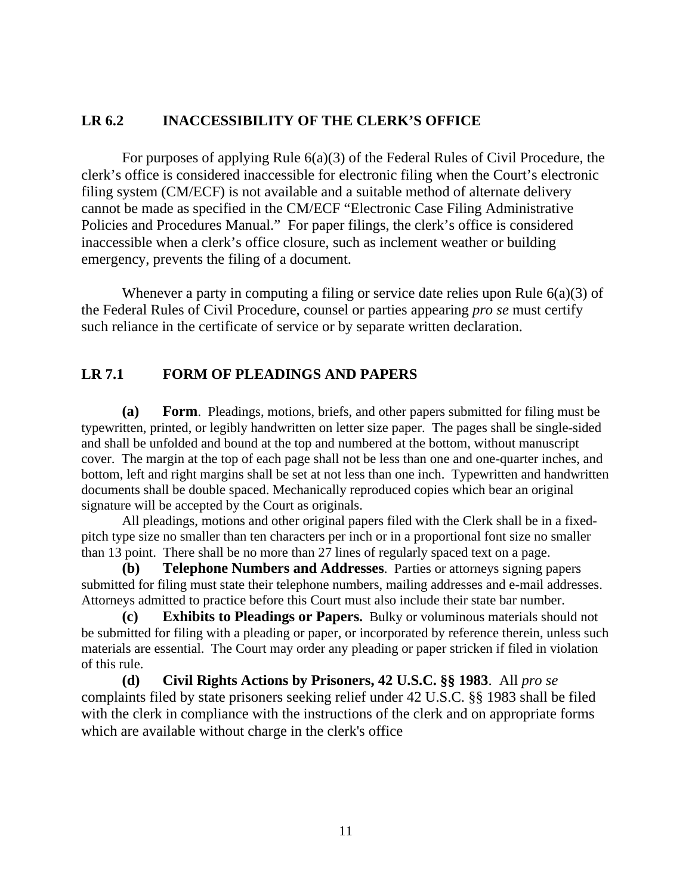## LR 6.2 INACCESSIBILITY OF THE CLERK'S OFFICE

For purposes of applying Rule 6(a)(3) of the Federal Rules of Civil Procedure, the clerk's office is considered inaccessible for electronic filing when the Court's electronic filing system (CM/ECF) is not available and a suitable method of alternate delivery cannot be made as specified in the CM/ECF "Electronic Case Filing Administrative Policies and Procedures Manual." For paper filings, the clerk's office is considered inaccessible when a clerk's office closure, such as inclement weather or building emergency, prevents the filing of a document.

Whenever a party in computing a filing or service date relies upon Rule 6(a)(3) of the Federal Rules of Civil Procedure, counsel or parties appearing *pro se* must certify such reliance in the certificate of service or by separate written declaration.

## LR 7.1 FORM OF PLEADINGS AND PAPERS

**(a) Form**. Pleadings, motions, briefs, and other papers submitted for filing must be typewritten, printed, or legibly handwritten on letter size paper. The pages shall be single-sided and shall be unfolded and bound at the top and numbered at the bottom, without manuscript cover. The margin at the top of each page shall not be less than one and one-quarter inches, and bottom, left and right margins shall be set at not less than one inch. Typewritten and handwritten documents shall be double spaced. Mechanically reproduced copies which bear an original signature will be accepted by the Court as originals.

All pleadings, motions and other original papers filed with the Clerk shall be in a fixed-pitch type size no smaller than ten characters per inch or in a proportional font size no smaller than 13 point. There shall be no more than 27 lines of regularly spaced text on a page.

**(b) Telephone Numbers and Addresses**. Parties or attorneys signing papers submitted for filing must state their telephone numbers, mailing addresses and e-mail addresses. Attorneys admitted to practice before this Court must also include their state bar number.

**(c) Exhibits to Pleadings or Papers.** Bulky or voluminous materials should not be submitted for filing with a pleading or paper, or incorporated by reference therein, unless such materials are essential. The Court may order any pleading or paper stricken if filed in violation of this rule.

**(d) Civil Rights Actions by Prisoners, 42 U.S.C. §§ 1983**. All *pro se* complaints filed by state prisoners seeking relief under 42 U.S.C. §§ 1983 shall be filed with the clerk in compliance with the instructions of the clerk and on appropriate forms which are available without charge in the clerk's office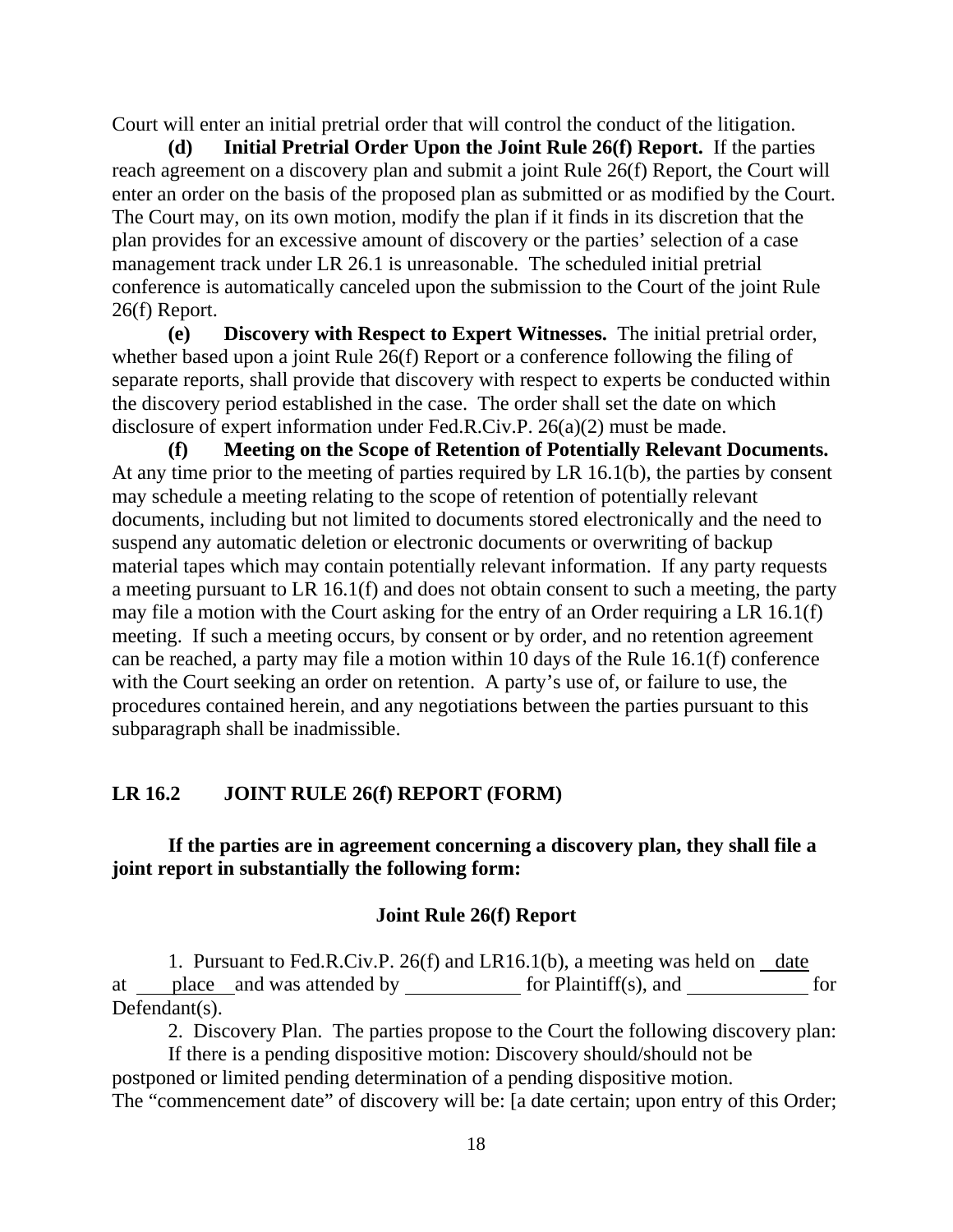Court will enter an initial pretrial order that will control the conduct of the litigation.

**(d) Initial Pretrial Order Upon the Joint Rule 26(f) Report.** If the parties reach agreement on a discovery plan and submit a joint Rule 26(f) Report, the Court will enter an order on the basis of the proposed plan as submitted or as modified by the Court. The Court may, on its own motion, modify the plan if it finds in its discretion that the plan provides for an excessive amount of discovery or the parties' selection of a case management track under LR 26.1 is unreasonable. The scheduled initial pretrial conference is automatically canceled upon the submission to the Court of the joint Rule 26(f) Report.

**(e) Discovery with Respect to Expert Witnesses.** The initial pretrial order, whether based upon a joint Rule 26(f) Report or a conference following the filing of separate reports, shall provide that discovery with respect to experts be conducted within the discovery period established in the case. The order shall set the date on which disclosure of expert information under Fed.R.Civ.P. 26(a)(2) must be made.

**(f) Meeting on the Scope of Retention of Potentially Relevant Documents.** At any time prior to the meeting of parties required by LR 16.1(b), the parties by consent may schedule a meeting relating to the scope of retention of potentially relevant documents, including but not limited to documents stored electronically and the need to suspend any automatic deletion or electronic documents or overwriting of backup material tapes which may contain potentially relevant information. If any party requests a meeting pursuant to LR 16.1(f) and does not obtain consent to such a meeting, the party may file a motion with the Court asking for the entry of an Order requiring a LR 16.1(f) meeting. If such a meeting occurs, by consent or by order, and no retention agreement can be reached, a party may file a motion within 10 days of the Rule 16.1(f) conference with the Court seeking an order on retention. A party's use of, or failure to use, the procedures contained herein, and any negotiations between the parties pursuant to this subparagraph shall be inadmissible.

## LR 16.2 JOINT RULE 26(f) REPORT (FORM)

**If the parties are in agreement concerning a discovery plan, they shall file a joint report in substantially the following form:**

### Joint Rule 26(f) Report

1. Pursuant to Fed.R.Civ.P. 26(f) and LR16.1(b), a meeting was held on \_\_date\_\_ at \_\_place\_\_ and was attended by \_\_\_\_\_\_\_\_\_\_ for Plaintiff(s), and \_\_\_\_\_\_\_\_\_\_ for Defendant(s).

2. Discovery Plan. The parties propose to the Court the following discovery plan:

If there is a pending dispositive motion: Discovery should/should not be postponed or limited pending determination of a pending dispositive motion.

The "commencement date" of discovery will be: [a date certain; upon entry of this Order;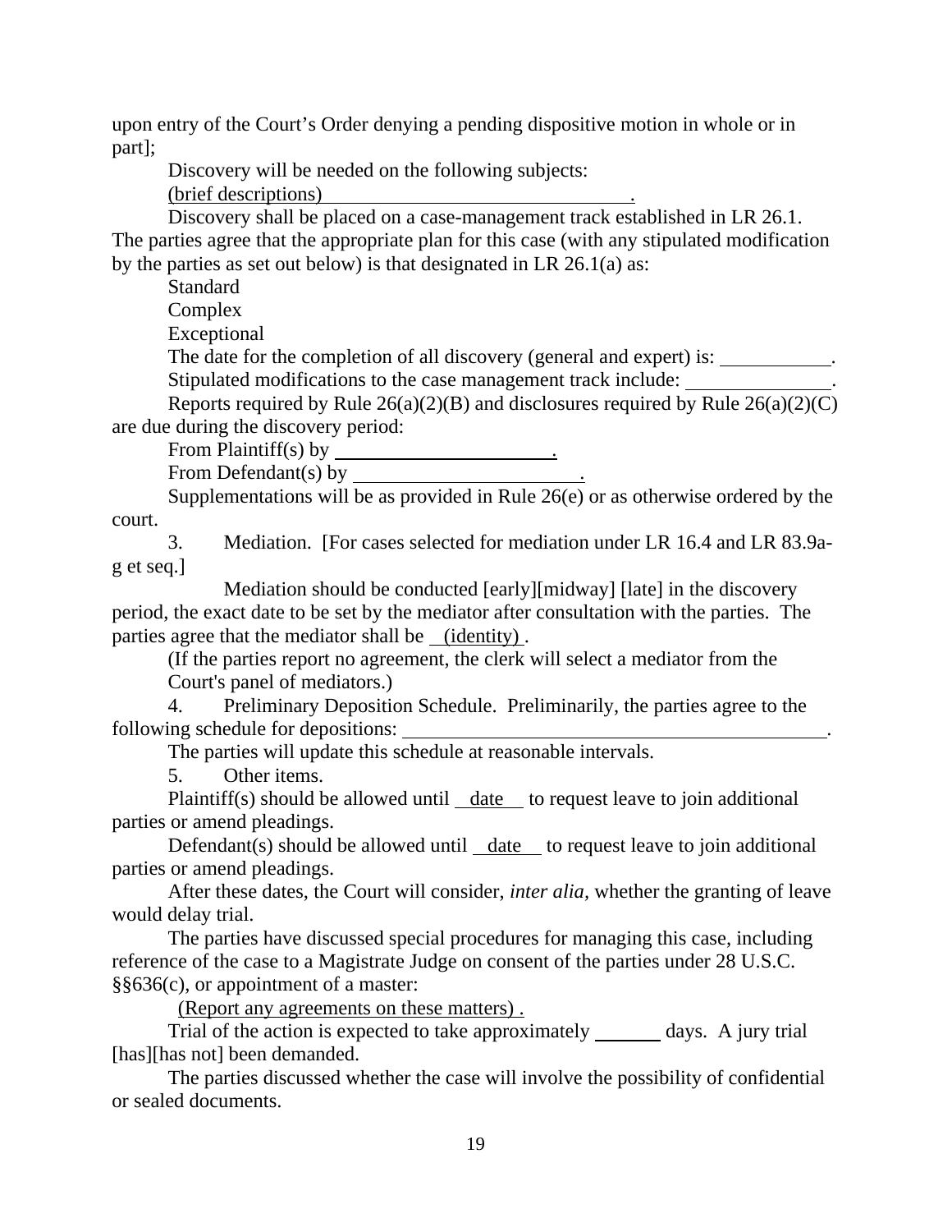upon entry of the Court's Order denying a pending dispositive motion in whole or in part];

Discovery will be needed on the following subjects:

(brief descriptions) \_\_\_\_\_\_\_\_\_\_\_\_\_\_\_\_\_\_\_\_\_\_\_\_\_\_\_\_\_\_\_\_.

Discovery shall be placed on a case-management track established in LR 26.1. The parties agree that the appropriate plan for this case (with any stipulated modification by the parties as set out below) is that designated in LR 26.1(a) as:

Standard

Complex

Exceptional

The date for the completion of all discovery (general and expert) is: \_\_\_\_\_\_\_\_\_\_\_.

Stipulated modifications to the case management track include: \_\_\_\_\_\_\_\_\_\_\_\_\_\_\_.

Reports required by Rule 26(a)(2)(B) and disclosures required by Rule 26(a)(2)(C) are due during the discovery period:

From Plaintiff(s) by \_\_\_\_\_\_\_\_\_\_\_\_\_\_\_\_\_\_\_\_\_\_\_.

From Defendant(s) by \_\_\_\_\_\_\_\_\_\_\_\_\_\_\_\_\_\_\_\_\_\_\_.

Supplementations will be as provided in Rule 26(e) or as otherwise ordered by the court.

3. Mediation. [For cases selected for mediation under LR 16.4 and LR 83.9a-g et seq.]

Mediation should be conducted [early][midway] [late] in the discovery period, the exact date to be set by the mediator after consultation with the parties. The parties agree that the mediator shall be (identity) .

(If the parties report no agreement, the clerk will select a mediator from the Court's panel of mediators.)

4. Preliminary Deposition Schedule. Preliminarily, the parties agree to the following schedule for depositions: \_\_\_\_\_\_\_\_\_\_\_\_\_\_\_\_\_\_\_\_\_\_\_\_\_\_\_\_\_\_\_\_\_\_\_\_\_\_\_\_\_\_\_\_\_.

The parties will update this schedule at reasonable intervals.

5. Other items.

Plaintiff(s) should be allowed until date to request leave to join additional parties or amend pleadings.

Defendant(s) should be allowed until date to request leave to join additional parties or amend pleadings.

After these dates, the Court will consider, *inter alia*, whether the granting of leave would delay trial.

The parties have discussed special procedures for managing this case, including reference of the case to a Magistrate Judge on consent of the parties under 28 U.S.C. §§636(c), or appointment of a master:

(Report any agreements on these matters) .

Trial of the action is expected to take approximately \_\_\_\_\_\_\_ days. A jury trial [has][has not] been demanded.

The parties discussed whether the case will involve the possibility of confidential or sealed documents.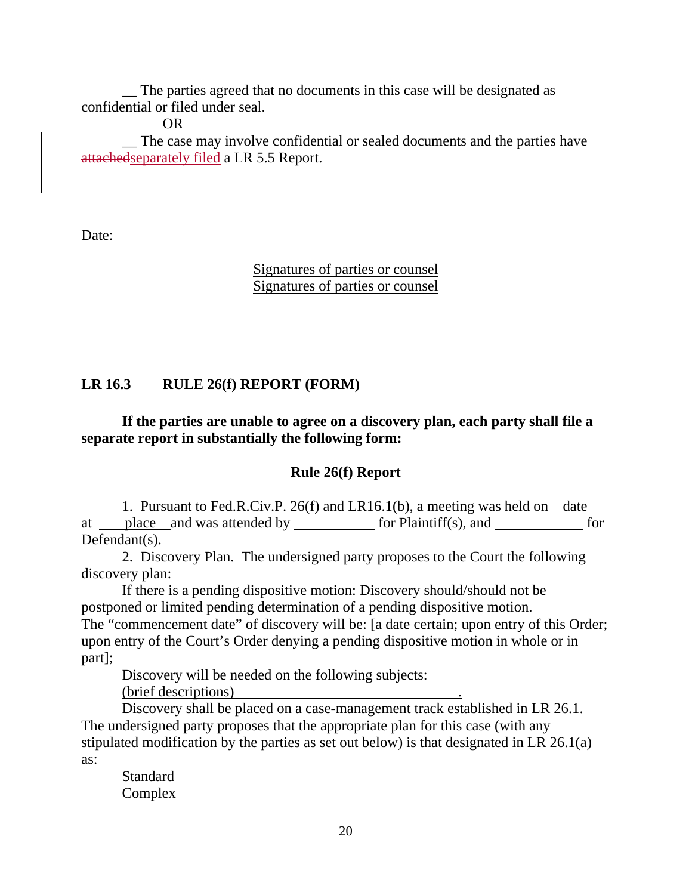__ The parties agreed that no documents in this case will be designated as confidential or filed under seal.

OR

__ The case may involve confidential or sealed documents and the parties have ~~attached~~separately filed a LR 5.5 Report.

---

Date:

Signatures of parties or counsel
Signatures of parties or counsel

**LR 16.3 RULE 26(f) REPORT (FORM)**

**If the parties are unable to agree on a discovery plan, each party shall file a separate report in substantially the following form:**

**Rule 26(f) Report**

1. Pursuant to Fed.R.Civ.P. 26(f) and LR16.1(b), a meeting was held on date at place and was attended by ___________ for Plaintiff(s), and ____________ for Defendant(s).

2. Discovery Plan. The undersigned party proposes to the Court the following discovery plan:

If there is a pending dispositive motion: Discovery should/should not be postponed or limited pending determination of a pending dispositive motion. The "commencement date" of discovery will be: [a date certain; upon entry of this Order; upon entry of the Court's Order denying a pending dispositive motion in whole or in part];

Discovery will be needed on the following subjects:
(brief descriptions)________________________________.

Discovery shall be placed on a case-management track established in LR 26.1. The undersigned party proposes that the appropriate plan for this case (with any stipulated modification by the parties as set out below) is that designated in LR 26.1(a) as:

Standard
Complex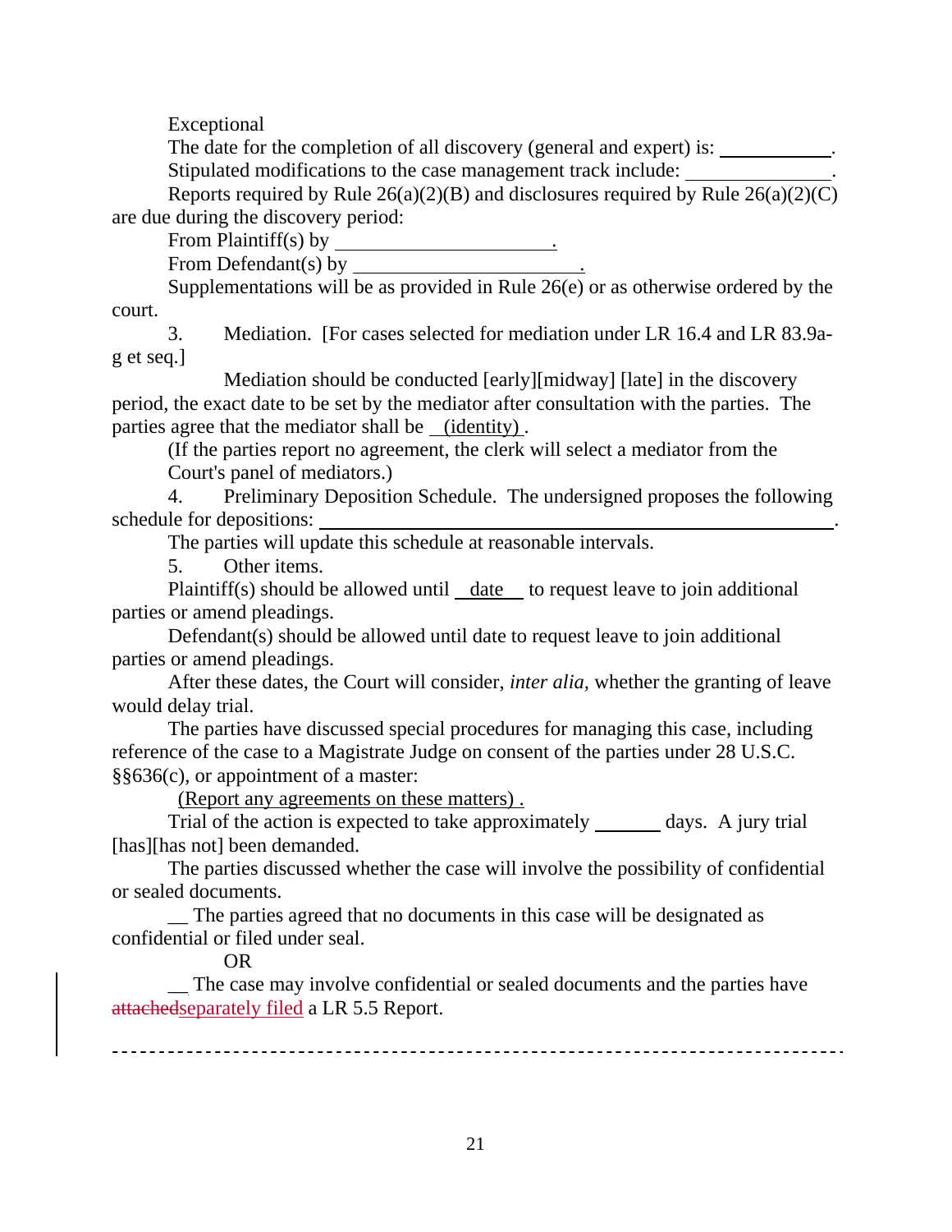Exceptional

The date for the completion of all discovery (general and expert) is: ___________.

Stipulated modifications to the case management track include: ______________.

Reports required by Rule 26(a)(2)(B) and disclosures required by Rule 26(a)(2)(C) are due during the discovery period:

From Plaintiff(s) by ______________________.

From Defendant(s) by ______________________.

Supplementations will be as provided in Rule 26(e) or as otherwise ordered by the court.

3. Mediation. [For cases selected for mediation under LR 16.4 and LR 83.9a-g et seq.]

Mediation should be conducted [early][midway] [late] in the discovery period, the exact date to be set by the mediator after consultation with the parties. The parties agree that the mediator shall be (identity) .

(If the parties report no agreement, the clerk will select a mediator from the Court's panel of mediators.)

4. Preliminary Deposition Schedule. The undersigned proposes the following schedule for depositions: ______________________________________________________.

The parties will update this schedule at reasonable intervals.

5. Other items.

Plaintiff(s) should be allowed until date to request leave to join additional parties or amend pleadings.

Defendant(s) should be allowed until date to request leave to join additional parties or amend pleadings.

After these dates, the Court will consider, *inter alia,* whether the granting of leave would delay trial.

The parties have discussed special procedures for managing this case, including reference of the case to a Magistrate Judge on consent of the parties under 28 U.S.C. §§636(c), or appointment of a master:

(Report any agreements on these matters) .

Trial of the action is expected to take approximately _______ days. A jury trial [has][has not] been demanded.

The parties discussed whether the case will involve the possibility of confidential or sealed documents.

__ The parties agreed that no documents in this case will be designated as confidential or filed under seal.

OR

__ The case may involve confidential or sealed documents and the parties have ~~attached~~separately filed a LR 5.5 Report.

---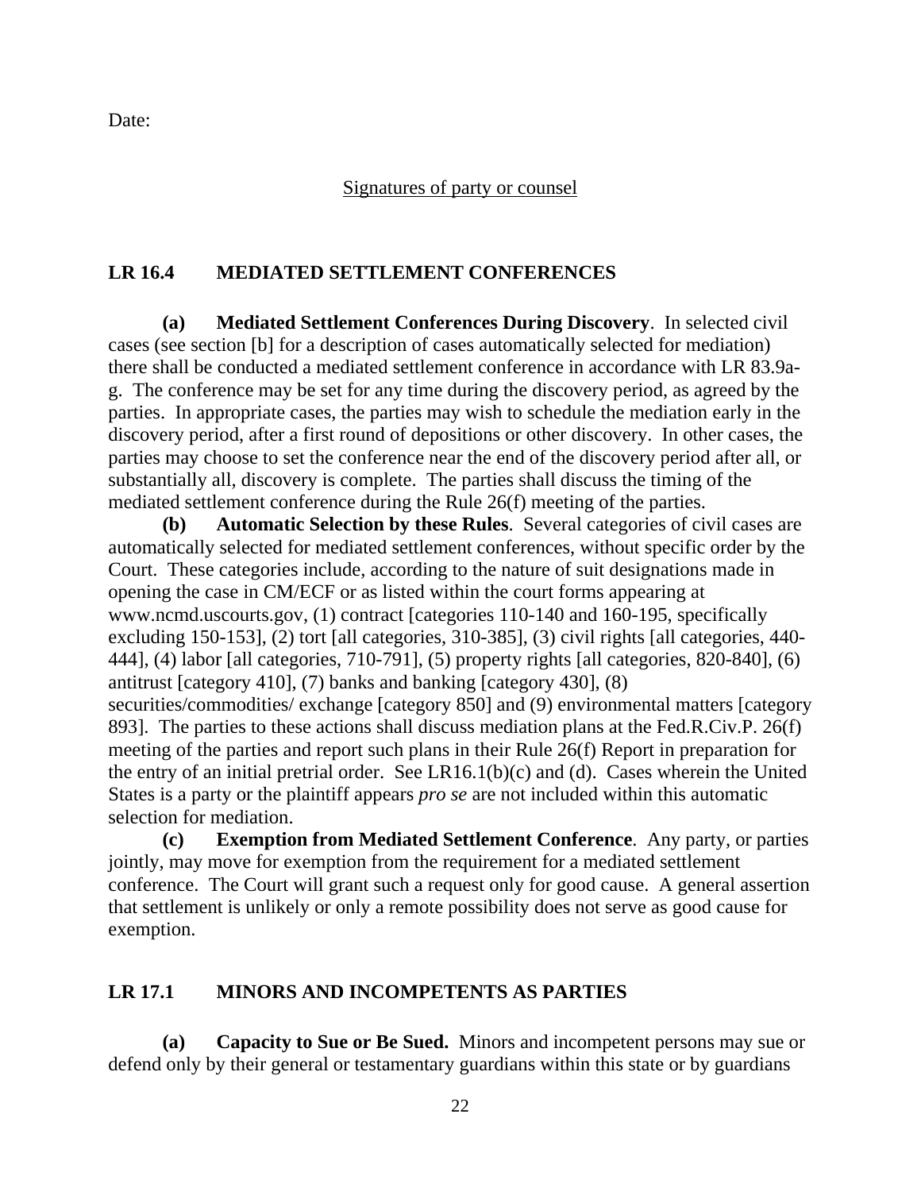Date:

Signatures of party or counsel

## LR 16.4 MEDIATED SETTLEMENT CONFERENCES

**(a) Mediated Settlement Conferences During Discovery**. In selected civil cases (see section [b] for a description of cases automatically selected for mediation) there shall be conducted a mediated settlement conference in accordance with LR 83.9a-g. The conference may be set for any time during the discovery period, as agreed by the parties. In appropriate cases, the parties may wish to schedule the mediation early in the discovery period, after a first round of depositions or other discovery. In other cases, the parties may choose to set the conference near the end of the discovery period after all, or substantially all, discovery is complete. The parties shall discuss the timing of the mediated settlement conference during the Rule 26(f) meeting of the parties.

**(b) Automatic Selection by these Rules**. Several categories of civil cases are automatically selected for mediated settlement conferences, without specific order by the Court. These categories include, according to the nature of suit designations made in opening the case in CM/ECF or as listed within the court forms appearing at www.ncmd.uscourts.gov, (1) contract [categories 110-140 and 160-195, specifically excluding 150-153], (2) tort [all categories, 310-385], (3) civil rights [all categories, 440-444], (4) labor [all categories, 710-791], (5) property rights [all categories, 820-840], (6) antitrust [category 410], (7) banks and banking [category 430], (8) securities/commodities/ exchange [category 850] and (9) environmental matters [category 893]. The parties to these actions shall discuss mediation plans at the Fed.R.Civ.P. 26(f) meeting of the parties and report such plans in their Rule 26(f) Report in preparation for the entry of an initial pretrial order. See LR16.1(b)(c) and (d). Cases wherein the United States is a party or the plaintiff appears *pro se* are not included within this automatic selection for mediation.

**(c) Exemption from Mediated Settlement Conference**. Any party, or parties jointly, may move for exemption from the requirement for a mediated settlement conference. The Court will grant such a request only for good cause. A general assertion that settlement is unlikely or only a remote possibility does not serve as good cause for exemption.

## LR 17.1 MINORS AND INCOMPETENTS AS PARTIES

**(a) Capacity to Sue or Be Sued.** Minors and incompetent persons may sue or defend only by their general or testamentary guardians within this state or by guardians